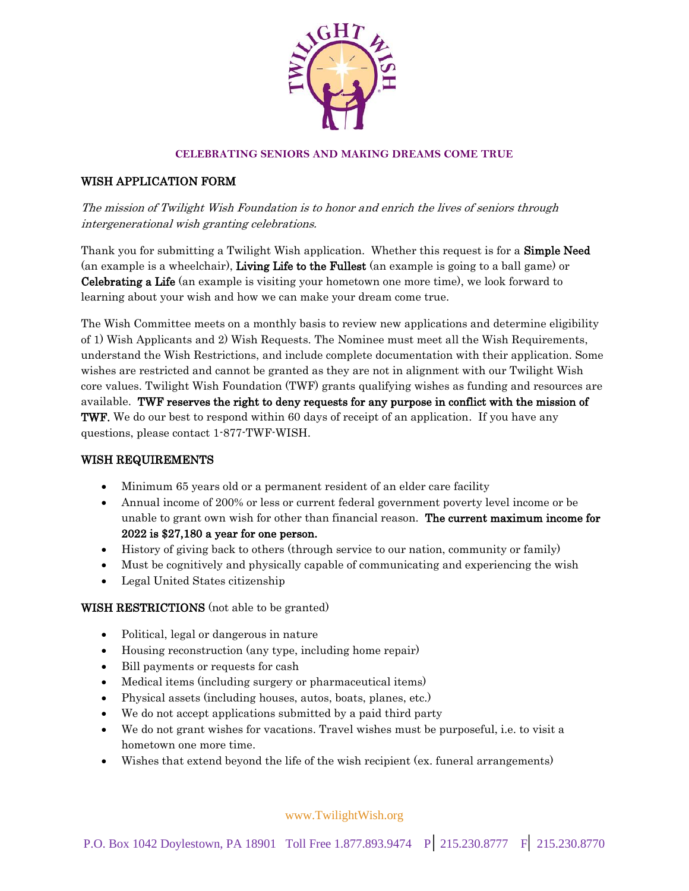**CELEBRATING SENIORS AND MAKING DREAMS COME TRUE**

## WISH APPLICATION FORM

*The mission of Twilight Wish Foundation is to honor and enrich the lives of seniors through intergenerational wish granting celebrations.*

Thank you for submitting a Twilight Wish application. Whether this request is for a **Simple Need** (an example is a wheelchair), **Living Life to the Fullest** (an example is going to a ball game) or **Celebrating a Life** (an example is visiting your hometown one more time), we look forward to learning about your wish and how we can make your dream come true.

The Wish Committee meets on a monthly basis to review new applications and determine eligibility of 1) Wish Applicants and 2) Wish Requests. The Nominee must meet all the Wish Requirements, understand the Wish Restrictions, and include complete documentation with their application. Some wishes are restricted and cannot be granted as they are not in alignment with our Twilight Wish core values. Twilight Wish Foundation (TWF) grants qualifying wishes as funding and resources are available. **TWF reserves the right to deny requests for any purpose in conflict with the mission of TWF.** We do our best to respond within 60 days of receipt of an application. If you have any questions, please contact 1-877-TWF-WISH.

## WISH REQUIREMENTS

- Minimum 65 years old or a permanent resident of an elder care facility
- Annual income of 200% or less or current federal government poverty level income or be unable to grant own wish for other than financial reason. **The current maximum income for 2022 is $27,180 a year for one person.**
- History of giving back to others (through service to our nation, community or family)
- Must be cognitively and physically capable of communicating and experiencing the wish
- Legal United States citizenship

## WISH RESTRICTIONS (not able to be granted)

- Political, legal or dangerous in nature
- Housing reconstruction (any type, including home repair)
- Bill payments or requests for cash
- Medical items (including surgery or pharmaceutical items)
- Physical assets (including houses, autos, boats, planes, etc.)
- We do not accept applications submitted by a paid third party
- We do not grant wishes for vacations. Travel wishes must be purposeful, i.e. to visit a hometown one more time.
- Wishes that extend beyond the life of the wish recipient (ex. funeral arrangements)

www.TwilightWish.org

P.O. Box 1042 Doylestown, PA 18901 Toll Free 1.877.893.9474 P | 215.230.8777 F | 215.230.8770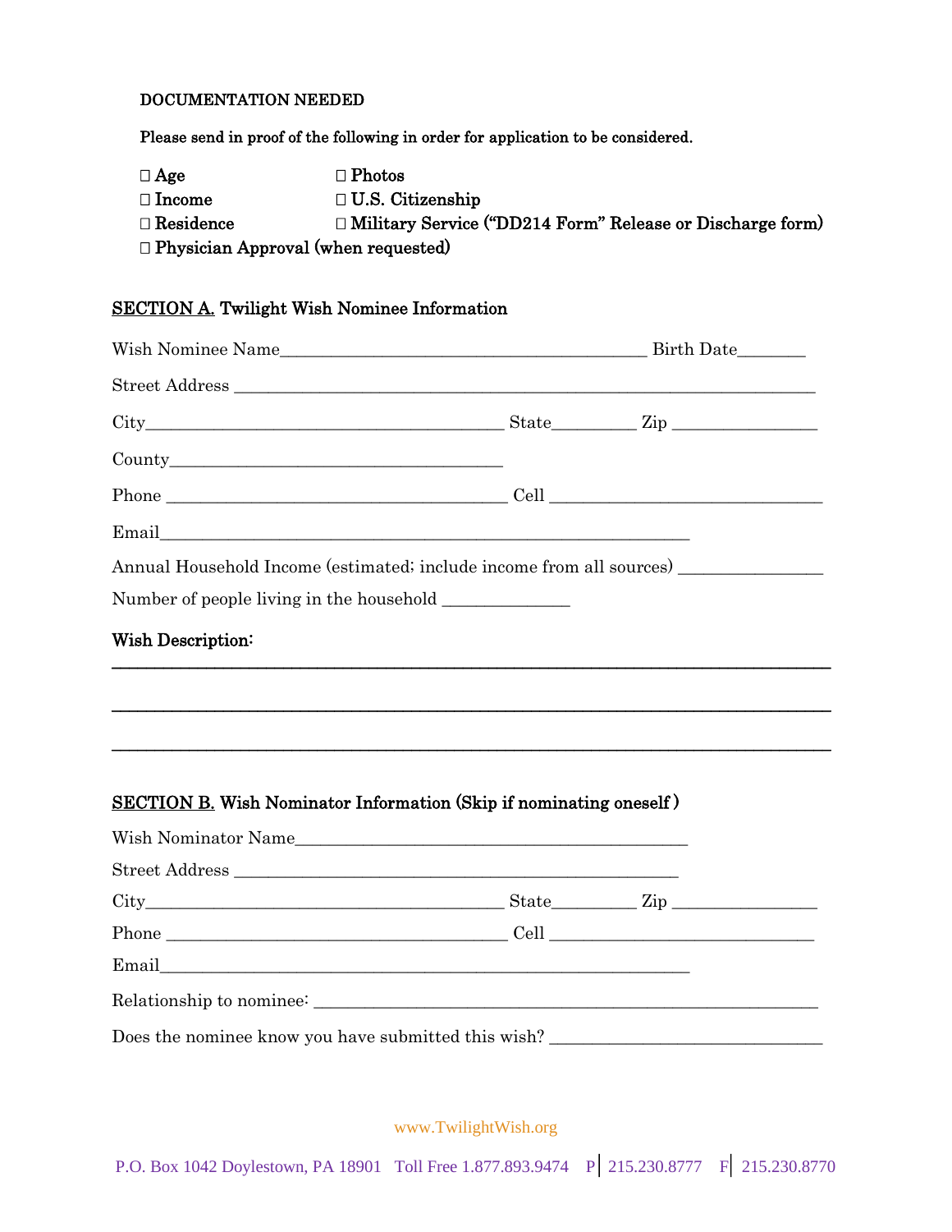DOCUMENTATION NEEDED

Please send in proof of the following in order for application to be considered.

- ☐ Age
- ☐ Photos
- ☐ Income
- ☐ U.S. Citizenship
- ☐ Residence
- ☐ Military Service ("DD214 Form" Release or Discharge form)
- ☐ Physician Approval (when requested)

## SECTION A. Twilight Wish Nominee Information

Wish Nominee Name__________________________________________ Birth Date________

Street Address ___________________________________________________________________

City_________________________________________ State_________ Zip ________________

County______________________________________

Phone _______________________________________ Cell ______________________________

Email_____________________________________________________________

Annual Household Income (estimated; include income from all sources) ________________

Number of people living in the household ______________

**Wish Description:**

_______________________________________________________________________________

_______________________________________________________________________________

_______________________________________________________________________________

## SECTION B. Wish Nominator Information (Skip if nominating oneself )

Wish Nominator Name_____________________________________________

Street Address __________________________________________________

City_________________________________________ State_________ Zip ________________

Phone _______________________________________ Cell _____________________________

Email_____________________________________________________________

Relationship to nominee: _________________________________________________________

Does the nominee know you have submitted this wish? ______________________________

www.TwilightWish.org

P.O. Box 1042 Doylestown, PA 18901 Toll Free 1.877.893.9474 P | 215.230.8777 F | 215.230.8770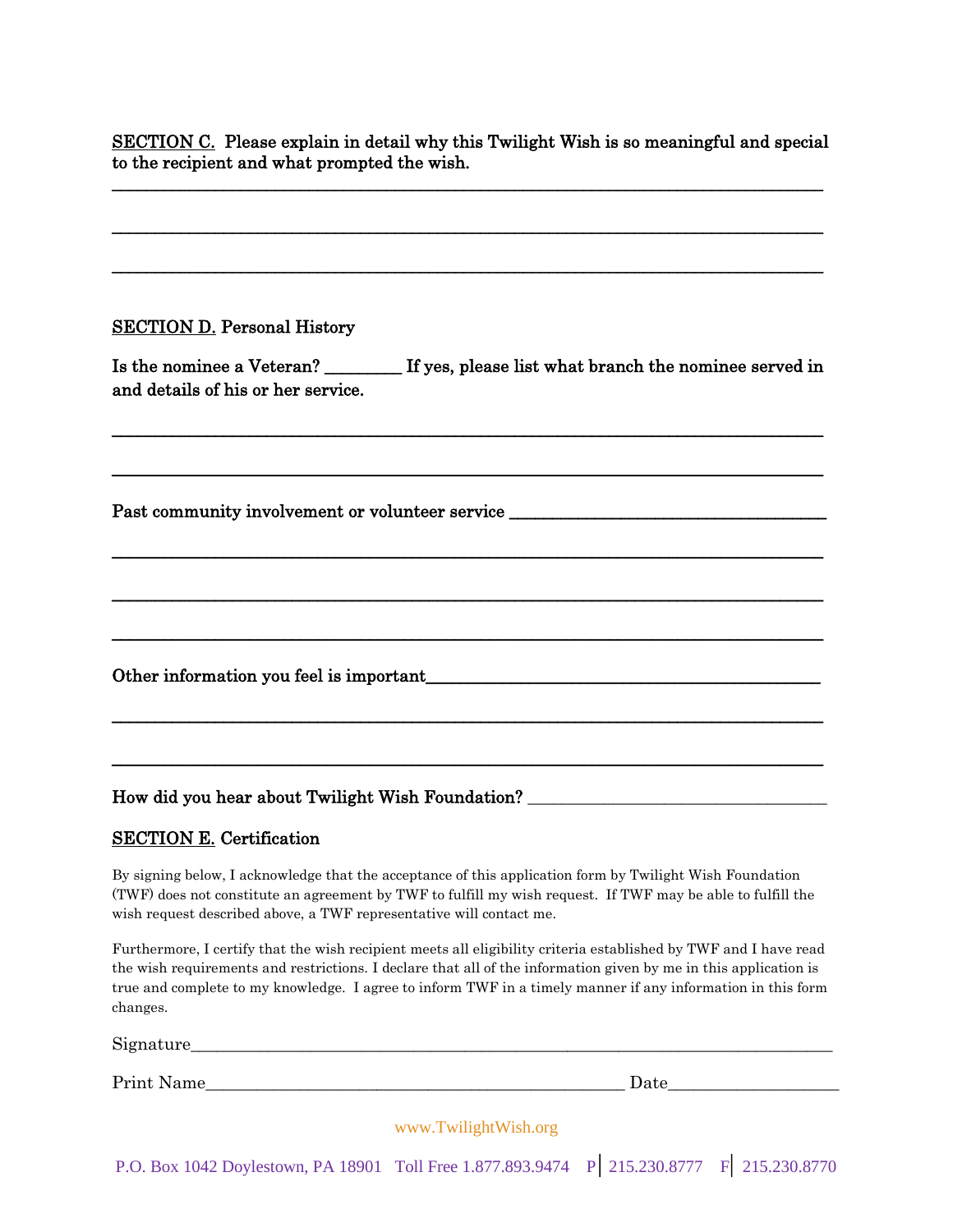**SECTION C.** Please explain in detail why this Twilight Wish is so meaningful and special to the recipient and what prompted the wish.

______________________________________________________________________________

______________________________________________________________________________

______________________________________________________________________________

**SECTION D.** Personal History

**Is the nominee a Veteran? _________ If yes, please list what branch the nominee served in and details of his or her service.**

______________________________________________________________________________

______________________________________________________________________________

**Past community involvement or volunteer service** ____________________________________

______________________________________________________________________________

______________________________________________________________________________

______________________________________________________________________________

**Other information you feel is important**_____________________________________________

______________________________________________________________________________

______________________________________________________________________________

**How did you hear about Twilight Wish Foundation?** ________________________________

**SECTION E.** Certification

By signing below, I acknowledge that the acceptance of this application form by Twilight Wish Foundation (TWF) does not constitute an agreement by TWF to fulfill my wish request. If TWF may be able to fulfill the wish request described above, a TWF representative will contact me.

Furthermore, I certify that the wish recipient meets all eligibility criteria established by TWF and I have read the wish requirements and restrictions. I declare that all of the information given by me in this application is true and complete to my knowledge. I agree to inform TWF in a timely manner if any information in this form changes.

Signature______________________________________________________________________

Print Name_____________________________________________ Date__________________

www.TwilightWish.org

P.O. Box 1042 Doylestown, PA 18901 Toll Free 1.877.893.9474 P| 215.230.8777 F| 215.230.8770